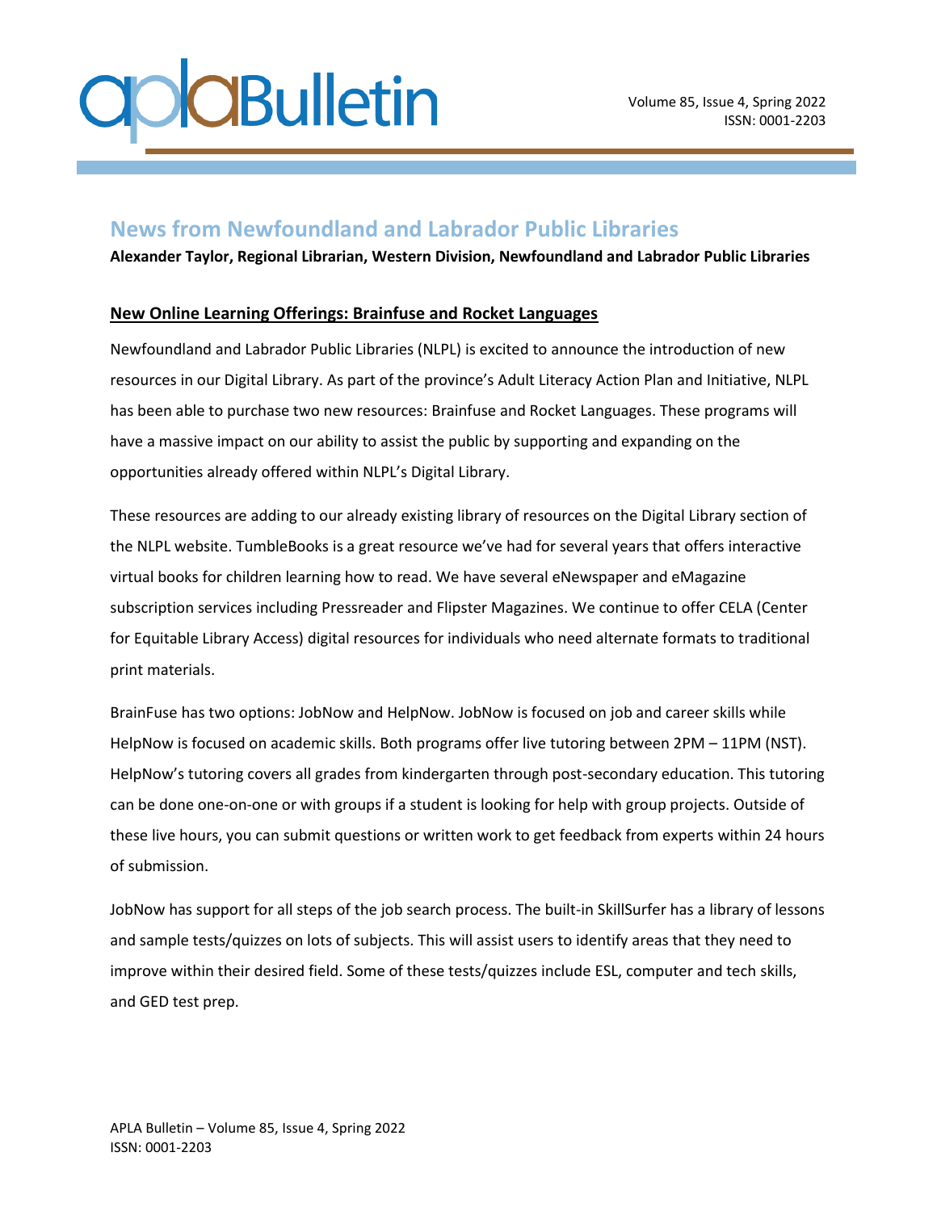# News from Newfoundland and Labrador Public Libraries

**Alexander Taylor, Regional Librarian, Western Division, Newfoundland and Labrador Public Libraries**

## New Online Learning Offerings: Brainfuse and Rocket Languages

Newfoundland and Labrador Public Libraries (NLPL) is excited to announce the introduction of new resources in our Digital Library. As part of the province's Adult Literacy Action Plan and Initiative, NLPL has been able to purchase two new resources: Brainfuse and Rocket Languages. These programs will have a massive impact on our ability to assist the public by supporting and expanding on the opportunities already offered within NLPL's Digital Library.

These resources are adding to our already existing library of resources on the Digital Library section of the NLPL website. TumbleBooks is a great resource we've had for several years that offers interactive virtual books for children learning how to read. We have several eNewspaper and eMagazine subscription services including Pressreader and Flipster Magazines. We continue to offer CELA (Center for Equitable Library Access) digital resources for individuals who need alternate formats to traditional print materials.

BrainFuse has two options: JobNow and HelpNow. JobNow is focused on job and career skills while HelpNow is focused on academic skills. Both programs offer live tutoring between 2PM – 11PM (NST). HelpNow's tutoring covers all grades from kindergarten through post-secondary education. This tutoring can be done one-on-one or with groups if a student is looking for help with group projects. Outside of these live hours, you can submit questions or written work to get feedback from experts within 24 hours of submission.

JobNow has support for all steps of the job search process. The built-in SkillSurfer has a library of lessons and sample tests/quizzes on lots of subjects. This will assist users to identify areas that they need to improve within their desired field. Some of these tests/quizzes include ESL, computer and tech skills, and GED test prep.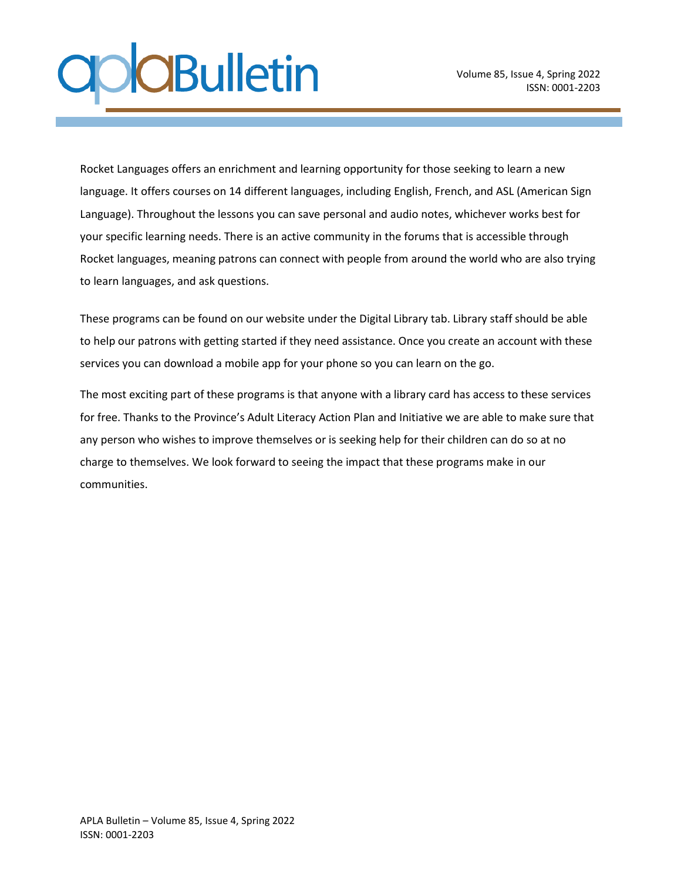Rocket Languages offers an enrichment and learning opportunity for those seeking to learn a new language. It offers courses on 14 different languages, including English, French, and ASL (American Sign Language). Throughout the lessons you can save personal and audio notes, whichever works best for your specific learning needs. There is an active community in the forums that is accessible through Rocket languages, meaning patrons can connect with people from around the world who are also trying to learn languages, and ask questions.

These programs can be found on our website under the Digital Library tab. Library staff should be able to help our patrons with getting started if they need assistance. Once you create an account with these services you can download a mobile app for your phone so you can learn on the go.

The most exciting part of these programs is that anyone with a library card has access to these services for free. Thanks to the Province's Adult Literacy Action Plan and Initiative we are able to make sure that any person who wishes to improve themselves or is seeking help for their children can do so at no charge to themselves. We look forward to seeing the impact that these programs make in our communities.